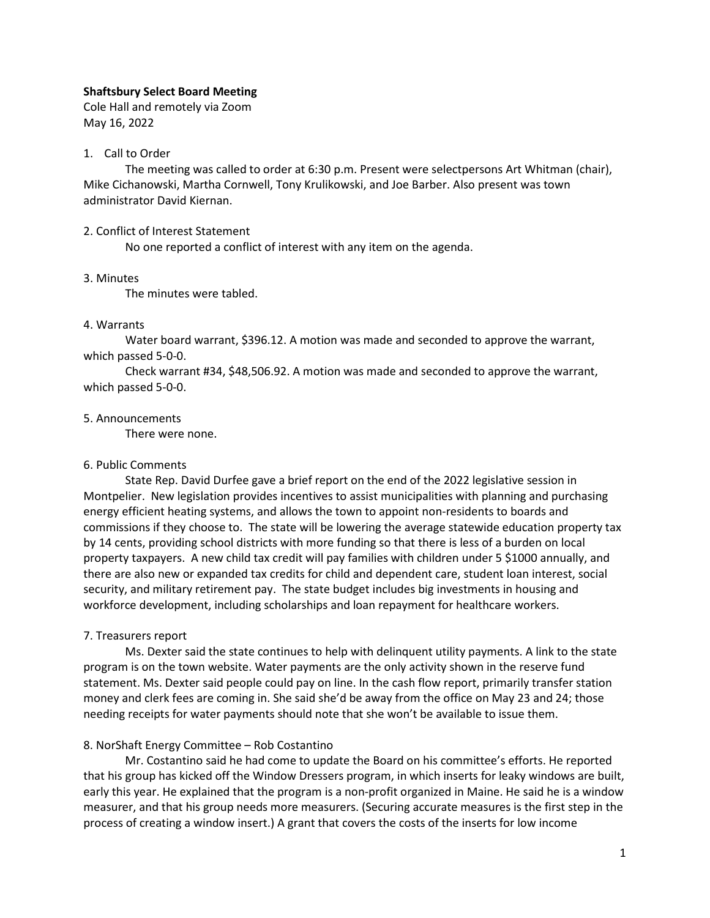**Shaftsbury Select Board Meeting**
Cole Hall and remotely via Zoom
May 16, 2022

1. Call to Order

The meeting was called to order at 6:30 p.m. Present were selectpersons Art Whitman (chair), Mike Cichanowski, Martha Cornwell, Tony Krulikowski, and Joe Barber. Also present was town administrator David Kiernan.

2. Conflict of Interest Statement

No one reported a conflict of interest with any item on the agenda.

3. Minutes

The minutes were tabled.

4. Warrants

Water board warrant, $396.12. A motion was made and seconded to approve the warrant, which passed 5-0-0.

Check warrant #34, $48,506.92. A motion was made and seconded to approve the warrant, which passed 5-0-0.

5. Announcements

There were none.

6. Public Comments

State Rep. David Durfee gave a brief report on the end of the 2022 legislative session in Montpelier. New legislation provides incentives to assist municipalities with planning and purchasing energy efficient heating systems, and allows the town to appoint non-residents to boards and commissions if they choose to. The state will be lowering the average statewide education property tax by 14 cents, providing school districts with more funding so that there is less of a burden on local property taxpayers. A new child tax credit will pay families with children under 5 $1000 annually, and there are also new or expanded tax credits for child and dependent care, student loan interest, social security, and military retirement pay. The state budget includes big investments in housing and workforce development, including scholarships and loan repayment for healthcare workers.

7. Treasurers report

Ms. Dexter said the state continues to help with delinquent utility payments. A link to the state program is on the town website. Water payments are the only activity shown in the reserve fund statement. Ms. Dexter said people could pay on line. In the cash flow report, primarily transfer station money and clerk fees are coming in. She said she'd be away from the office on May 23 and 24; those needing receipts for water payments should note that she won't be available to issue them.

8. NorShaft Energy Committee – Rob Costantino

Mr. Costantino said he had come to update the Board on his committee's efforts. He reported that his group has kicked off the Window Dressers program, in which inserts for leaky windows are built, early this year. He explained that the program is a non-profit organized in Maine. He said he is a window measurer, and that his group needs more measurers. (Securing accurate measures is the first step in the process of creating a window insert.) A grant that covers the costs of the inserts for low income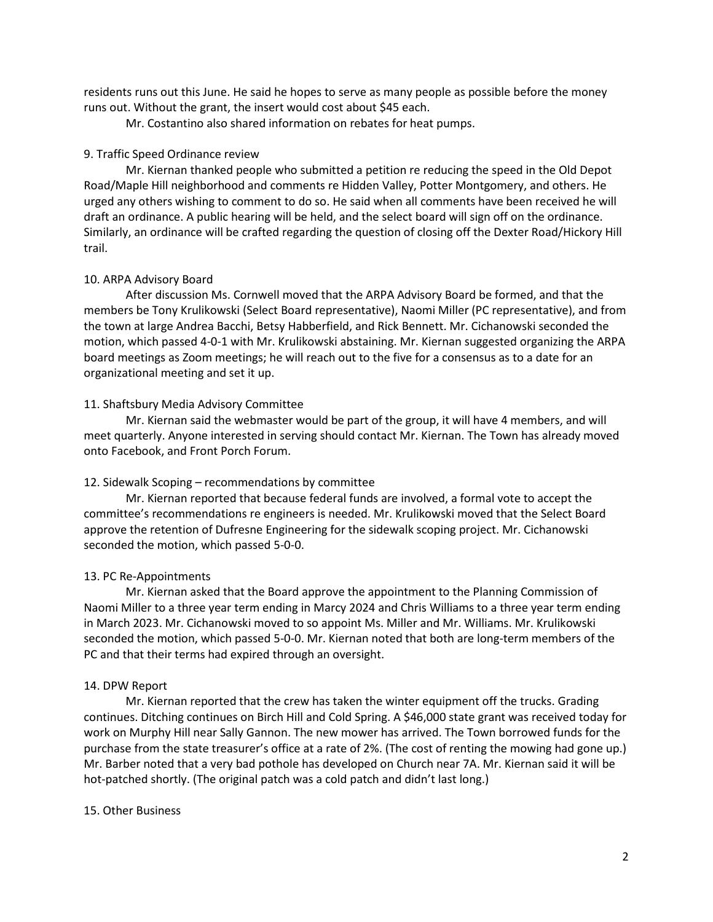residents runs out this June. He said he hopes to serve as many people as possible before the money runs out. Without the grant, the insert would cost about $45 each.

Mr. Costantino also shared information on rebates for heat pumps.

9. Traffic Speed Ordinance review

Mr. Kiernan thanked people who submitted a petition re reducing the speed in the Old Depot Road/Maple Hill neighborhood and comments re Hidden Valley, Potter Montgomery, and others. He urged any others wishing to comment to do so. He said when all comments have been received he will draft an ordinance. A public hearing will be held, and the select board will sign off on the ordinance. Similarly, an ordinance will be crafted regarding the question of closing off the Dexter Road/Hickory Hill trail.

10. ARPA Advisory Board

After discussion Ms. Cornwell moved that the ARPA Advisory Board be formed, and that the members be Tony Krulikowski (Select Board representative), Naomi Miller (PC representative), and from the town at large Andrea Bacchi, Betsy Habberfield, and Rick Bennett. Mr. Cichanowski seconded the motion, which passed 4-0-1 with Mr. Krulikowski abstaining. Mr. Kiernan suggested organizing the ARPA board meetings as Zoom meetings; he will reach out to the five for a consensus as to a date for an organizational meeting and set it up.

11. Shaftsbury Media Advisory Committee

Mr. Kiernan said the webmaster would be part of the group, it will have 4 members, and will meet quarterly. Anyone interested in serving should contact Mr. Kiernan. The Town has already moved onto Facebook, and Front Porch Forum.

12. Sidewalk Scoping – recommendations by committee

Mr. Kiernan reported that because federal funds are involved, a formal vote to accept the committee's recommendations re engineers is needed. Mr. Krulikowski moved that the Select Board approve the retention of Dufresne Engineering for the sidewalk scoping project. Mr. Cichanowski seconded the motion, which passed 5-0-0.

13. PC Re-Appointments

Mr. Kiernan asked that the Board approve the appointment to the Planning Commission of Naomi Miller to a three year term ending in Marcy 2024 and Chris Williams to a three year term ending in March 2023. Mr. Cichanowski moved to so appoint Ms. Miller and Mr. Williams. Mr. Krulikowski seconded the motion, which passed 5-0-0. Mr. Kiernan noted that both are long-term members of the PC and that their terms had expired through an oversight.

14. DPW Report

Mr. Kiernan reported that the crew has taken the winter equipment off the trucks. Grading continues. Ditching continues on Birch Hill and Cold Spring. A $46,000 state grant was received today for work on Murphy Hill near Sally Gannon. The new mower has arrived. The Town borrowed funds for the purchase from the state treasurer's office at a rate of 2%. (The cost of renting the mowing had gone up.) Mr. Barber noted that a very bad pothole has developed on Church near 7A. Mr. Kiernan said it will be hot-patched shortly. (The original patch was a cold patch and didn't last long.)

15. Other Business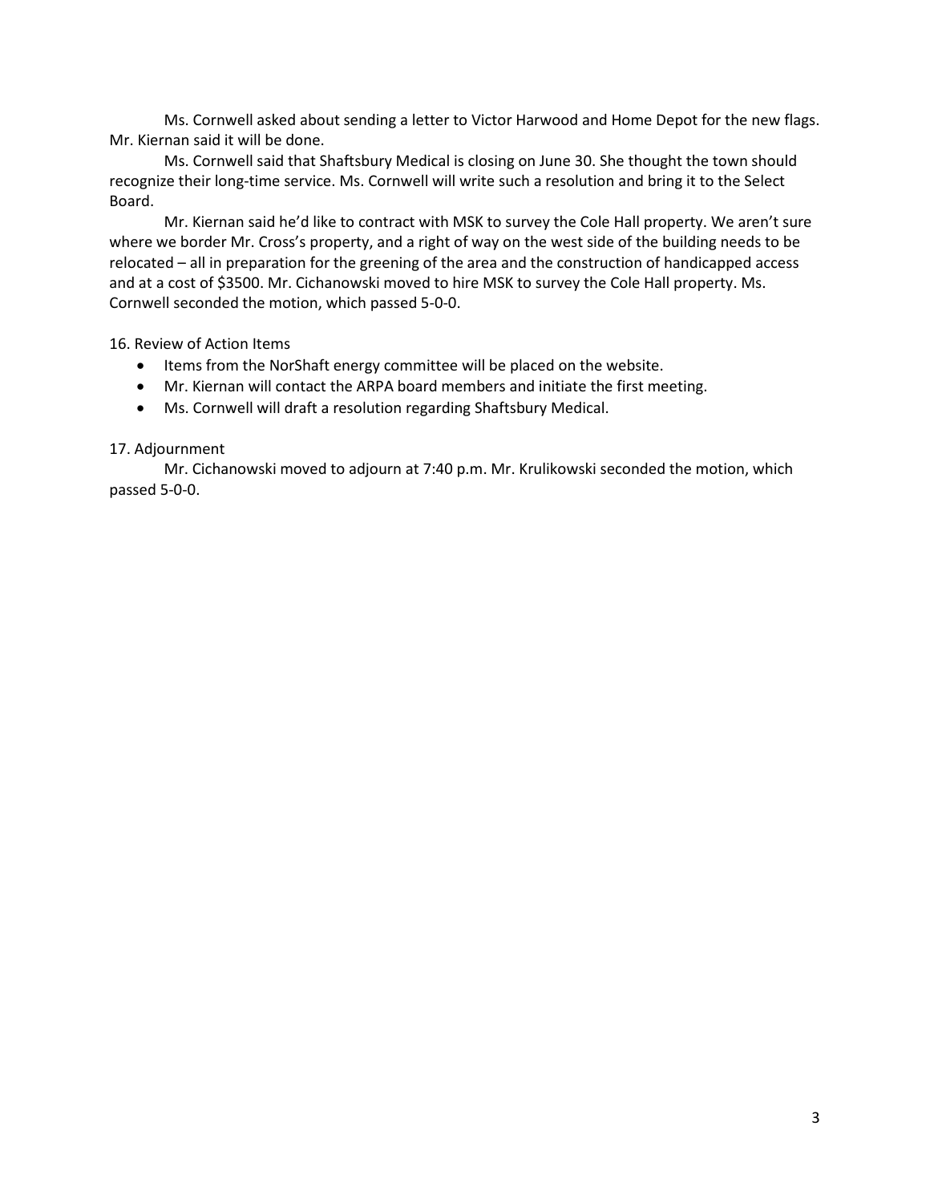Ms. Cornwell asked about sending a letter to Victor Harwood and Home Depot for the new flags. Mr. Kiernan said it will be done.

Ms. Cornwell said that Shaftsbury Medical is closing on June 30. She thought the town should recognize their long-time service. Ms. Cornwell will write such a resolution and bring it to the Select Board.

Mr. Kiernan said he'd like to contract with MSK to survey the Cole Hall property. We aren't sure where we border Mr. Cross's property, and a right of way on the west side of the building needs to be relocated – all in preparation for the greening of the area and the construction of handicapped access and at a cost of $3500. Mr. Cichanowski moved to hire MSK to survey the Cole Hall property. Ms. Cornwell seconded the motion, which passed 5-0-0.

16. Review of Action Items

- Items from the NorShaft energy committee will be placed on the website.
- Mr. Kiernan will contact the ARPA board members and initiate the first meeting.
- Ms. Cornwell will draft a resolution regarding Shaftsbury Medical.

17. Adjournment

Mr. Cichanowski moved to adjourn at 7:40 p.m. Mr. Krulikowski seconded the motion, which passed 5-0-0.